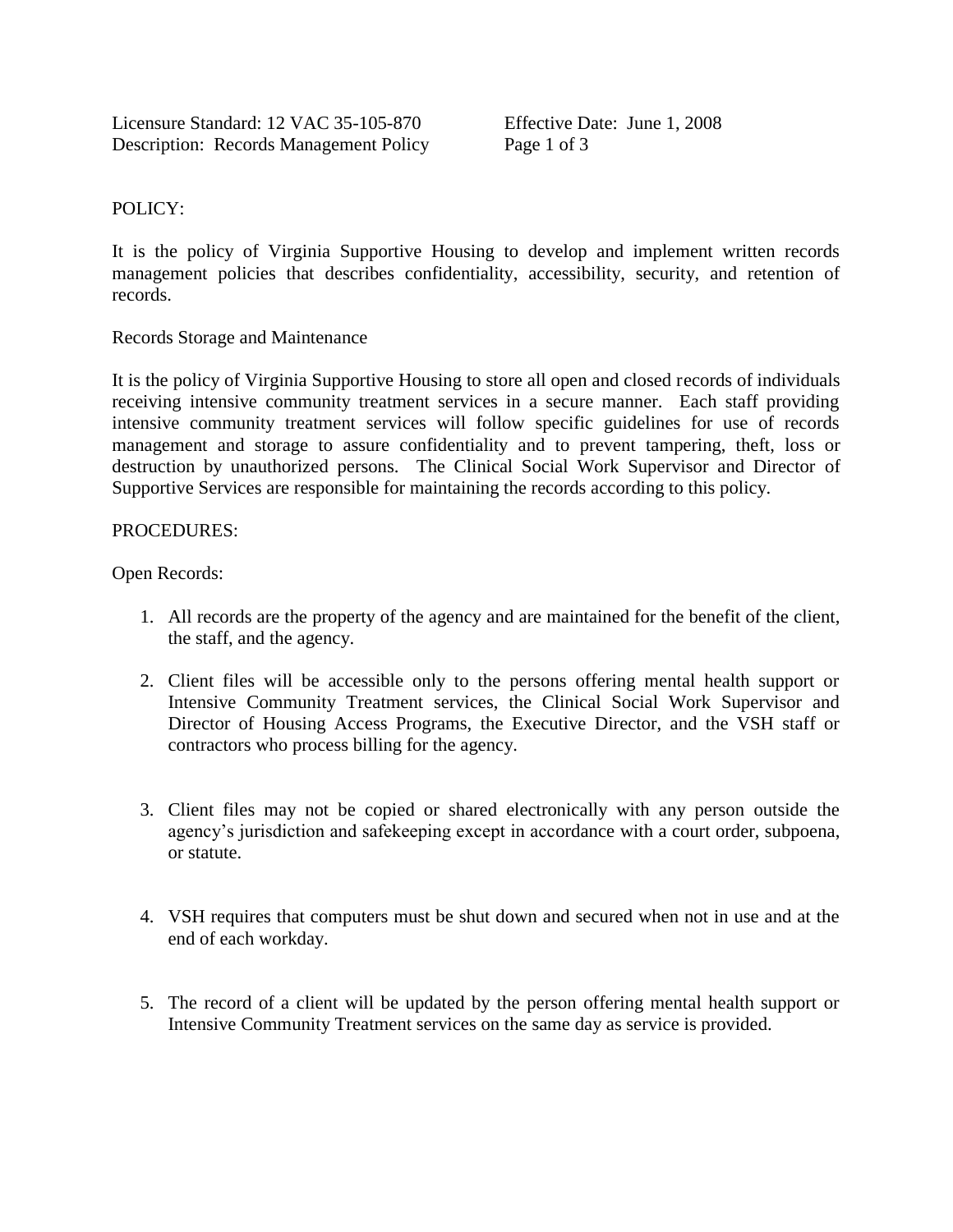Licensure Standard: 12 VAC 35-105-870
Description: Records Management Policy
Effective Date: June 1, 2008

POLICY:

It is the policy of Virginia Supportive Housing to develop and implement written records management policies that describes confidentiality, accessibility, security, and retention of records.

Records Storage and Maintenance

It is the policy of Virginia Supportive Housing to store all open and closed records of individuals receiving intensive community treatment services in a secure manner. Each staff providing intensive community treatment services will follow specific guidelines for use of records management and storage to assure confidentiality and to prevent tampering, theft, loss or destruction by unauthorized persons. The Clinical Social Work Supervisor and Director of Supportive Services are responsible for maintaining the records according to this policy.

PROCEDURES:

Open Records:

1. All records are the property of the agency and are maintained for the benefit of the client, the staff, and the agency.

2. Client files will be accessible only to the persons offering mental health support or Intensive Community Treatment services, the Clinical Social Work Supervisor and Director of Housing Access Programs, the Executive Director, and the VSH staff or contractors who process billing for the agency.

3. Client files may not be copied or shared electronically with any person outside the agency's jurisdiction and safekeeping except in accordance with a court order, subpoena, or statute.

4. VSH requires that computers must be shut down and secured when not in use and at the end of each workday.

5. The record of a client will be updated by the person offering mental health support or Intensive Community Treatment services on the same day as service is provided.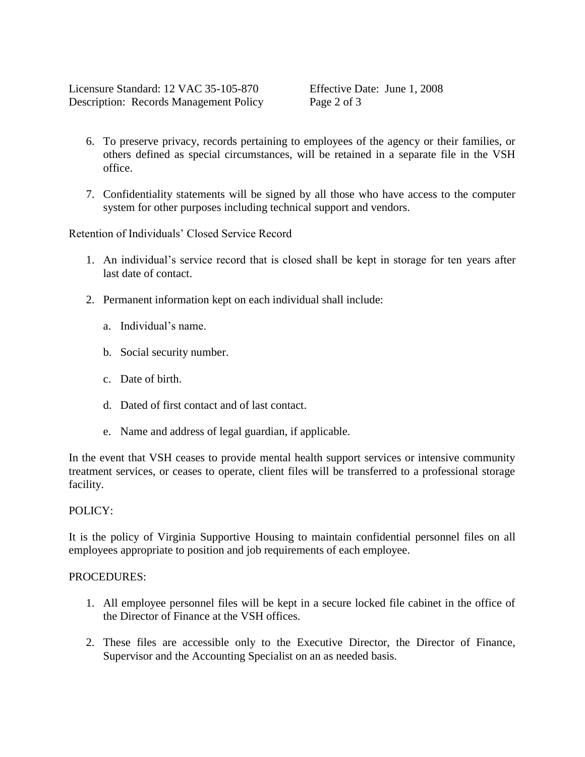6. To preserve privacy, records pertaining to employees of the agency or their families, or others defined as special circumstances, will be retained in a separate file in the VSH office.

7. Confidentiality statements will be signed by all those who have access to the computer system for other purposes including technical support and vendors.

Retention of Individuals' Closed Service Record

1. An individual's service record that is closed shall be kept in storage for ten years after last date of contact.

2. Permanent information kept on each individual shall include:

   a. Individual's name.

   b. Social security number.

   c. Date of birth.

   d. Dated of first contact and of last contact.

   e. Name and address of legal guardian, if applicable.

In the event that VSH ceases to provide mental health support services or intensive community treatment services, or ceases to operate, client files will be transferred to a professional storage facility.

POLICY:

It is the policy of Virginia Supportive Housing to maintain confidential personnel files on all employees appropriate to position and job requirements of each employee.

PROCEDURES:

1. All employee personnel files will be kept in a secure locked file cabinet in the office of the Director of Finance at the VSH offices.

2. These files are accessible only to the Executive Director, the Director of Finance, Supervisor and the Accounting Specialist on an as needed basis.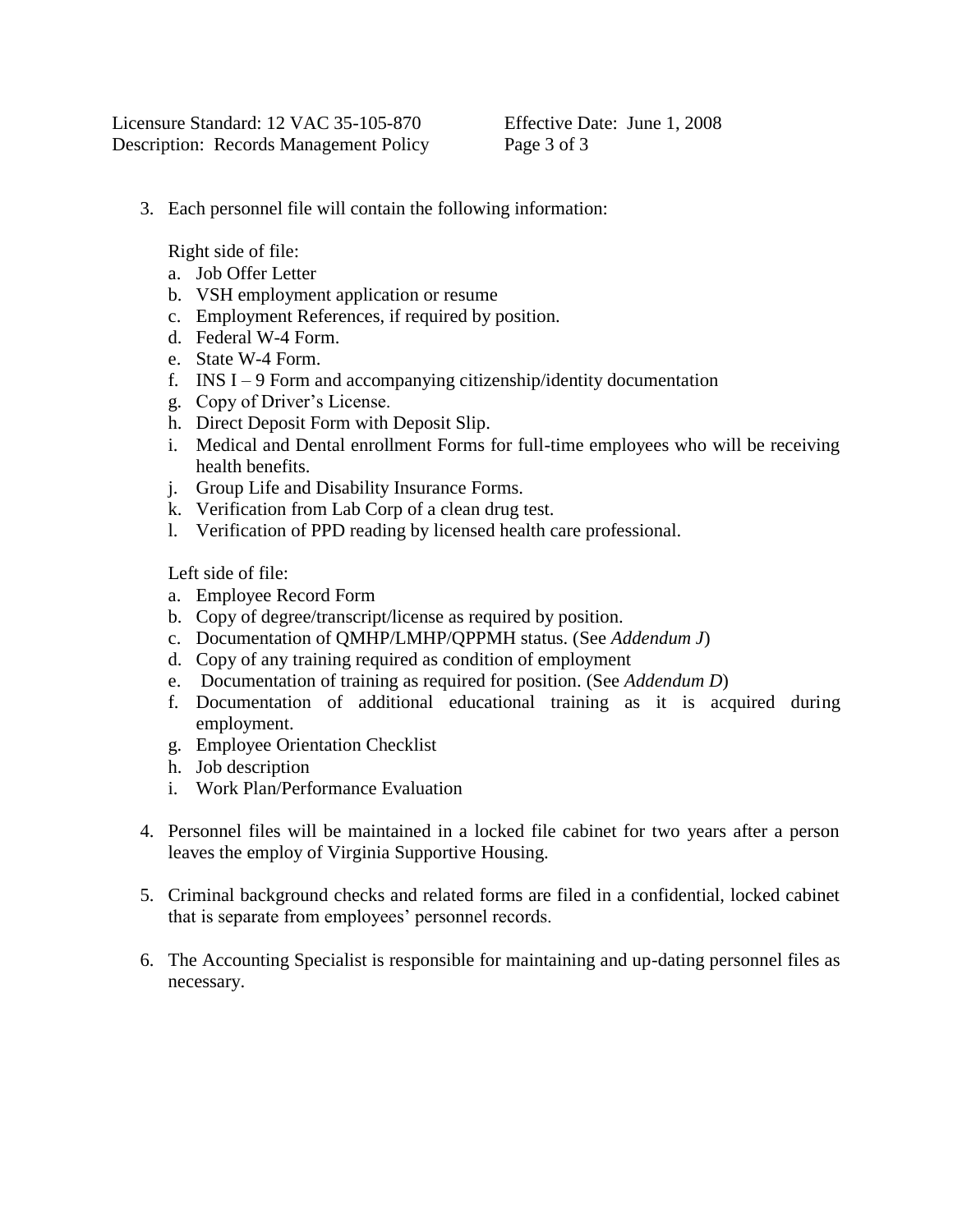3. Each personnel file will contain the following information:

   Right side of file:
   a. Job Offer Letter
   b. VSH employment application or resume
   c. Employment References, if required by position.
   d. Federal W-4 Form.
   e. State W-4 Form.
   f. INS I – 9 Form and accompanying citizenship/identity documentation
   g. Copy of Driver's License.
   h. Direct Deposit Form with Deposit Slip.
   i. Medical and Dental enrollment Forms for full-time employees who will be receiving health benefits.
   j. Group Life and Disability Insurance Forms.
   k. Verification from Lab Corp of a clean drug test.
   l. Verification of PPD reading by licensed health care professional.

   Left side of file:
   a. Employee Record Form
   b. Copy of degree/transcript/license as required by position.
   c. Documentation of QMHP/LMHP/QPPMH status. (See *Addendum J*)
   d. Copy of any training required as condition of employment
   e. Documentation of training as required for position. (See *Addendum D*)
   f. Documentation of additional educational training as it is acquired during employment.
   g. Employee Orientation Checklist
   h. Job description
   i. Work Plan/Performance Evaluation

4. Personnel files will be maintained in a locked file cabinet for two years after a person leaves the employ of Virginia Supportive Housing.

5. Criminal background checks and related forms are filed in a confidential, locked cabinet that is separate from employees' personnel records.

6. The Accounting Specialist is responsible for maintaining and up-dating personnel files as necessary.